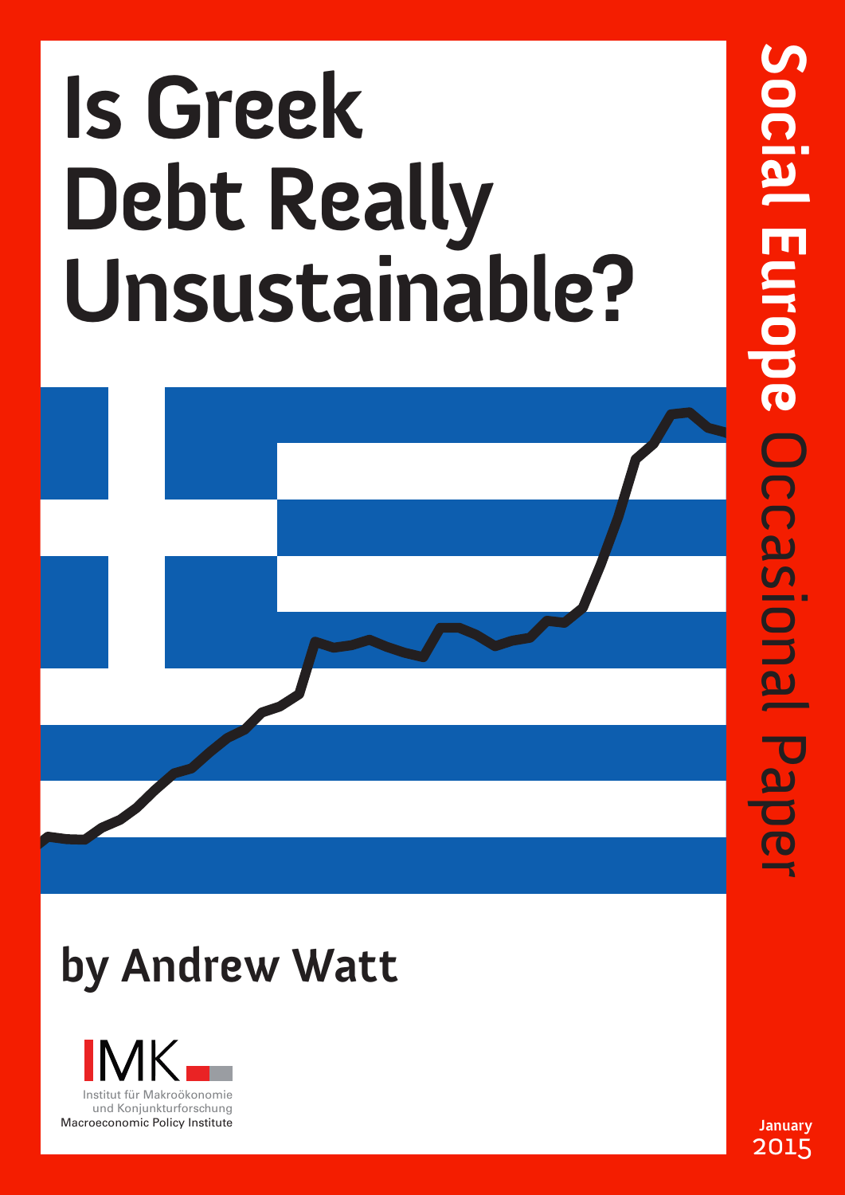# Is Greek Debt Really Unsustainable?

## by Andrew Watt

IMK

Institut für Makroökonomie und Konjunkturforschung
Macroeconomic Policy Institute

**Social Europe** Occasional Paper

January 2015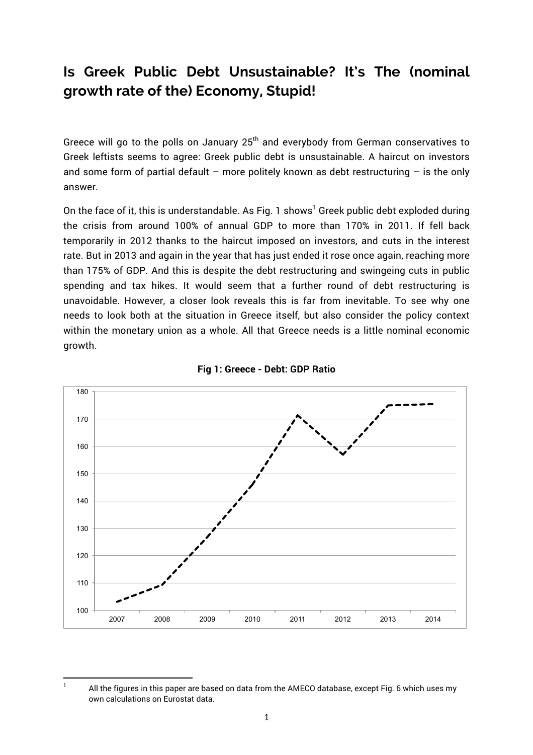# Is Greek Public Debt Unsustainable? It's The (nominal growth rate of the) Economy, Stupid!

Greece will go to the polls on January 25th and everybody from German conservatives to Greek leftists seems to agree: Greek public debt is unsustainable. A haircut on investors and some form of partial default – more politely known as debt restructuring – is the only answer.

On the face of it, this is understandable. As Fig. 1 shows[1] Greek public debt exploded during the crisis from around 100% of annual GDP to more than 170% in 2011. If fell back temporarily in 2012 thanks to the haircut imposed on investors, and cuts in the interest rate. But in 2013 and again in the year that has just ended it rose once again, reaching more than 175% of GDP. And this is despite the debt restructuring and swingeing cuts in public spending and tax hikes. It would seem that a further round of debt restructuring is unavoidable. However, a closer look reveals this is far from inevitable. To see why one needs to look both at the situation in Greece itself, but also consider the policy context within the monetary union as a whole. All that Greece needs is a little nominal economic growth.

**Fig 1: Greece - Debt: GDP Ratio**

[1] All the figures in this paper are based on data from the AMECO database, except Fig. 6 which uses my own calculations on Eurostat data.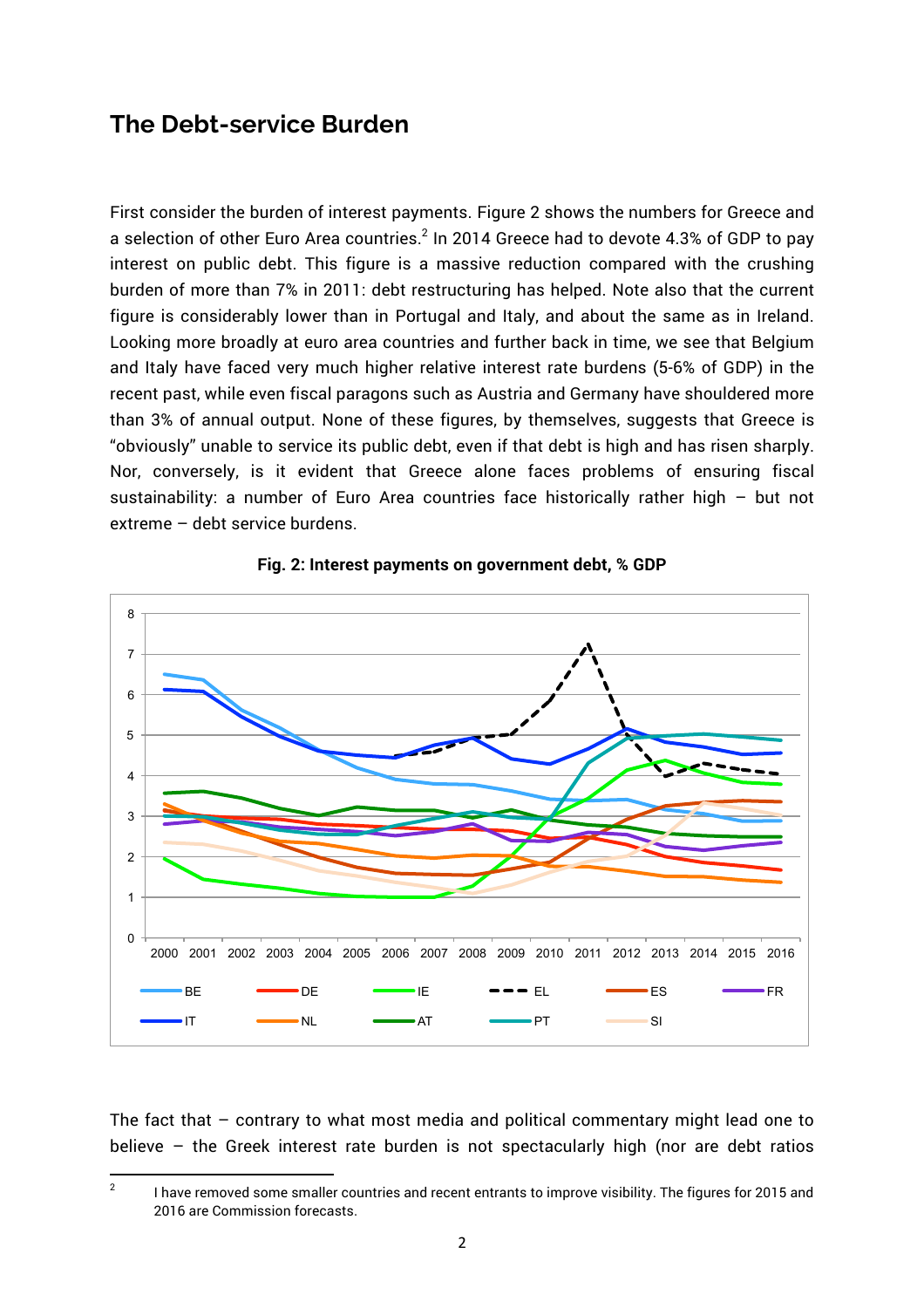## The Debt-service Burden

First consider the burden of interest payments. Figure 2 shows the numbers for Greece and a selection of other Euro Area countries.[2] In 2014 Greece had to devote 4.3% of GDP to pay interest on public debt. This figure is a massive reduction compared with the crushing burden of more than 7% in 2011: debt restructuring has helped. Note also that the current figure is considerably lower than in Portugal and Italy, and about the same as in Ireland. Looking more broadly at euro area countries and further back in time, we see that Belgium and Italy have faced very much higher relative interest rate burdens (5-6% of GDP) in the recent past, while even fiscal paragons such as Austria and Germany have shouldered more than 3% of annual output. None of these figures, by themselves, suggests that Greece is "obviously" unable to service its public debt, even if that debt is high and has risen sharply. Nor, conversely, is it evident that Greece alone faces problems of ensuring fiscal sustainability: a number of Euro Area countries face historically rather high – but not extreme – debt service burdens.

**Fig. 2: Interest payments on government debt, % GDP**

The fact that – contrary to what most media and political commentary might lead one to believe – the Greek interest rate burden is not spectacularly high (nor are debt ratios

[2] I have removed some smaller countries and recent entrants to improve visibility. The figures for 2015 and 2016 are Commission forecasts.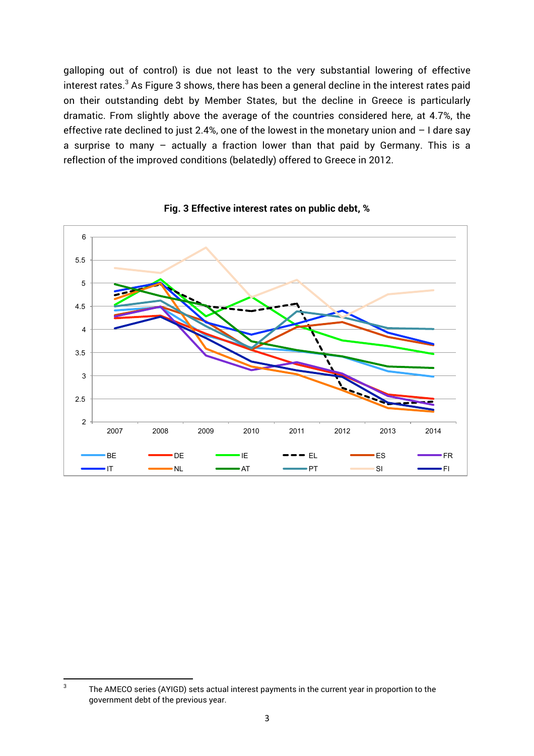galloping out of control) is due not least to the very substantial lowering of effective interest rates.[3] As Figure 3 shows, there has been a general decline in the interest rates paid on their outstanding debt by Member States, but the decline in Greece is particularly dramatic. From slightly above the average of the countries considered here, at 4.7%, the effective rate declined to just 2.4%, one of the lowest in the monetary union and – I dare say a surprise to many – actually a fraction lower than that paid by Germany. This is a reflection of the improved conditions (belatedly) offered to Greece in 2012.

**Fig. 3 Effective interest rates on public debt, %**

[3] The AMECO series (AYIGD) sets actual interest payments in the current year in proportion to the government debt of the previous year.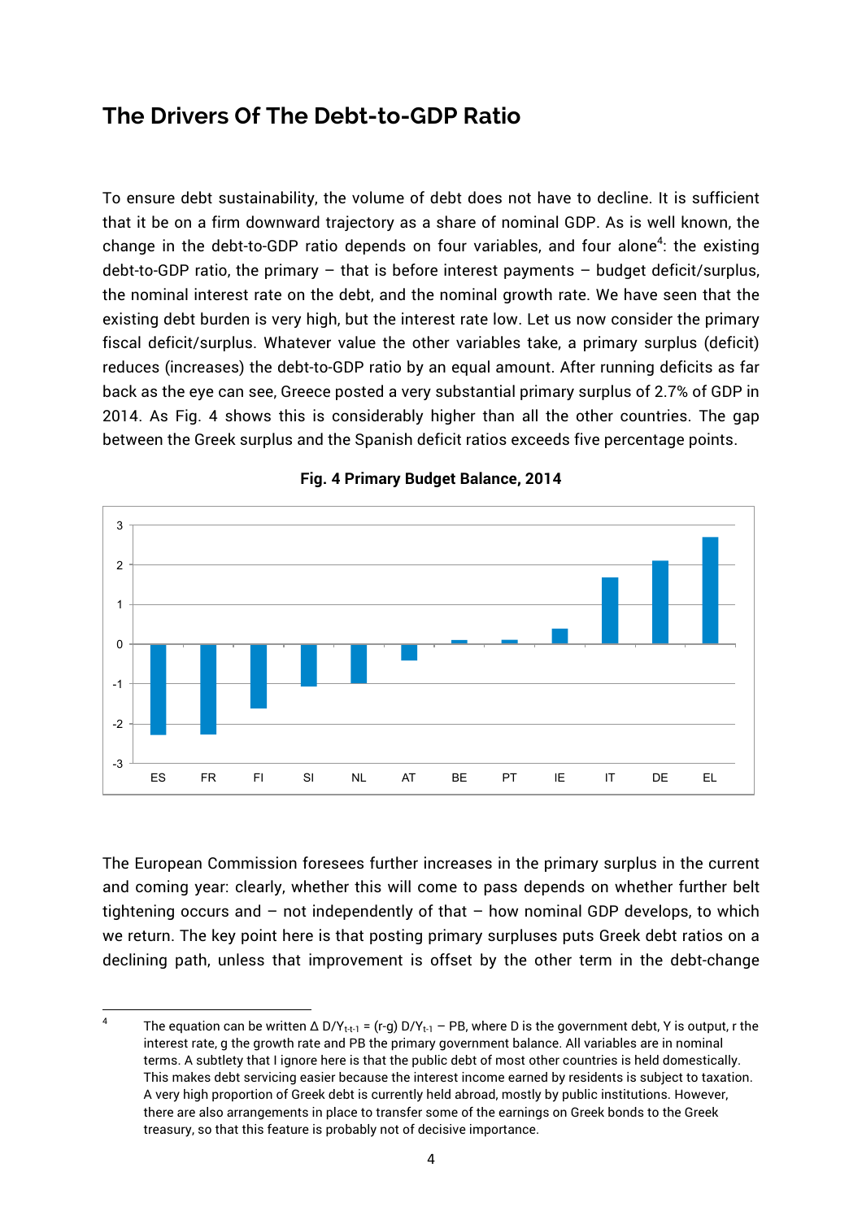## The Drivers Of The Debt-to-GDP Ratio

To ensure debt sustainability, the volume of debt does not have to decline. It is sufficient that it be on a firm downward trajectory as a share of nominal GDP. As is well known, the change in the debt-to-GDP ratio depends on four variables, and four alone[4]: the existing debt-to-GDP ratio, the primary – that is before interest payments – budget deficit/surplus, the nominal interest rate on the debt, and the nominal growth rate. We have seen that the existing debt burden is very high, but the interest rate low. Let us now consider the primary fiscal deficit/surplus. Whatever value the other variables take, a primary surplus (deficit) reduces (increases) the debt-to-GDP ratio by an equal amount. After running deficits as far back as the eye can see, Greece posted a very substantial primary surplus of 2.7% of GDP in 2014. As Fig. 4 shows this is considerably higher than all the other countries. The gap between the Greek surplus and the Spanish deficit ratios exceeds five percentage points.

**Fig. 4 Primary Budget Balance, 2014**

The European Commission foresees further increases in the primary surplus in the current and coming year: clearly, whether this will come to pass depends on whether further belt tightening occurs and – not independently of that – how nominal GDP develops, to which we return. The key point here is that posting primary surpluses puts Greek debt ratios on a declining path, unless that improvement is offset by the other term in the debt-change

---

[4] The equation can be written $\Delta D/Y_{t\text{-}t\text{-}1} = (r\text{-}g)\, D/Y_{t\text{-}1} - PB$, where D is the government debt, Y is output, r the interest rate, g the growth rate and PB the primary government balance. All variables are in nominal terms. A subtlety that I ignore here is that the public debt of most other countries is held domestically. This makes debt servicing easier because the interest income earned by residents is subject to taxation. A very high proportion of Greek debt is currently held abroad, mostly by public institutions. However, there are also arrangements in place to transfer some of the earnings on Greek bonds to the Greek treasury, so that this feature is probably not of decisive importance.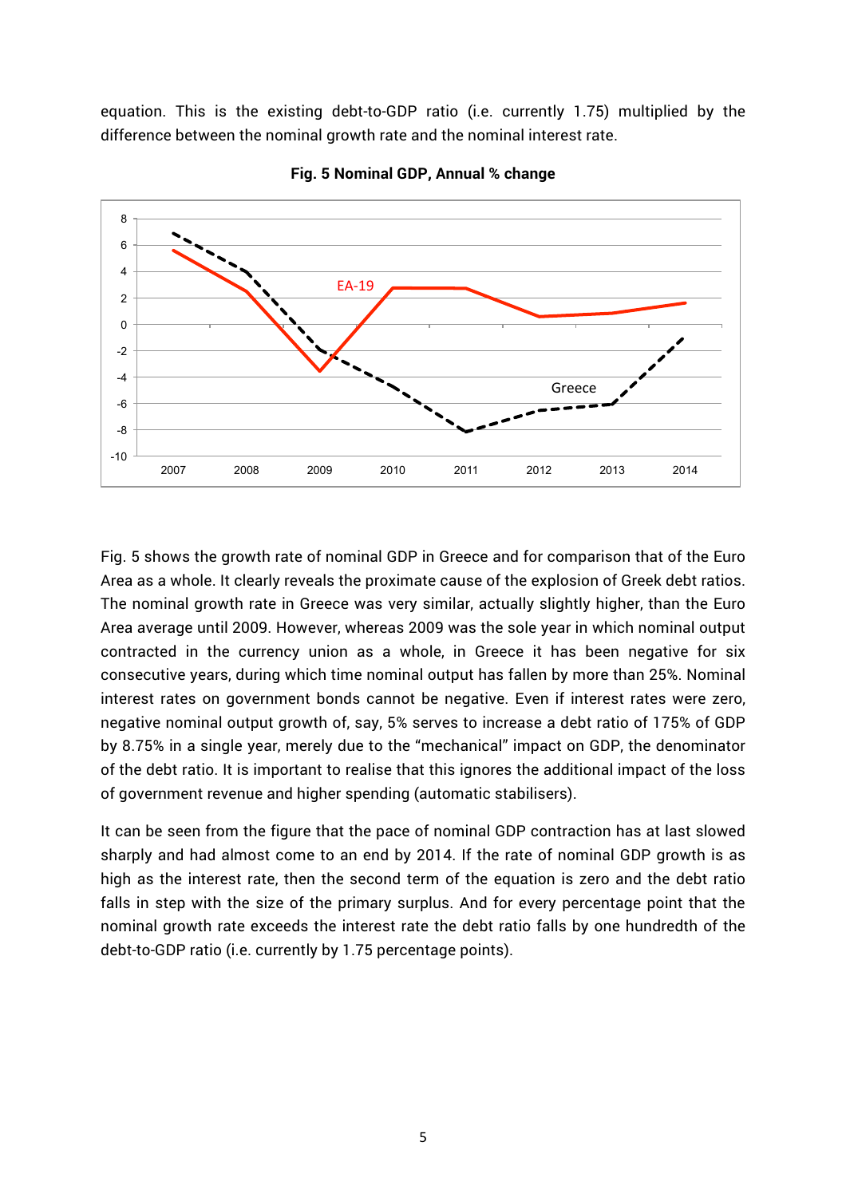equation. This is the existing debt-to-GDP ratio (i.e. currently 1.75) multiplied by the difference between the nominal growth rate and the nominal interest rate.

**Fig. 5 Nominal GDP, Annual % change**

Fig. 5 shows the growth rate of nominal GDP in Greece and for comparison that of the Euro Area as a whole. It clearly reveals the proximate cause of the explosion of Greek debt ratios. The nominal growth rate in Greece was very similar, actually slightly higher, than the Euro Area average until 2009. However, whereas 2009 was the sole year in which nominal output contracted in the currency union as a whole, in Greece it has been negative for six consecutive years, during which time nominal output has fallen by more than 25%. Nominal interest rates on government bonds cannot be negative. Even if interest rates were zero, negative nominal output growth of, say, 5% serves to increase a debt ratio of 175% of GDP by 8.75% in a single year, merely due to the "mechanical" impact on GDP, the denominator of the debt ratio. It is important to realise that this ignores the additional impact of the loss of government revenue and higher spending (automatic stabilisers).

It can be seen from the figure that the pace of nominal GDP contraction has at last slowed sharply and had almost come to an end by 2014. If the rate of nominal GDP growth is as high as the interest rate, then the second term of the equation is zero and the debt ratio falls in step with the size of the primary surplus. And for every percentage point that the nominal growth rate exceeds the interest rate the debt ratio falls by one hundredth of the debt-to-GDP ratio (i.e. currently by 1.75 percentage points).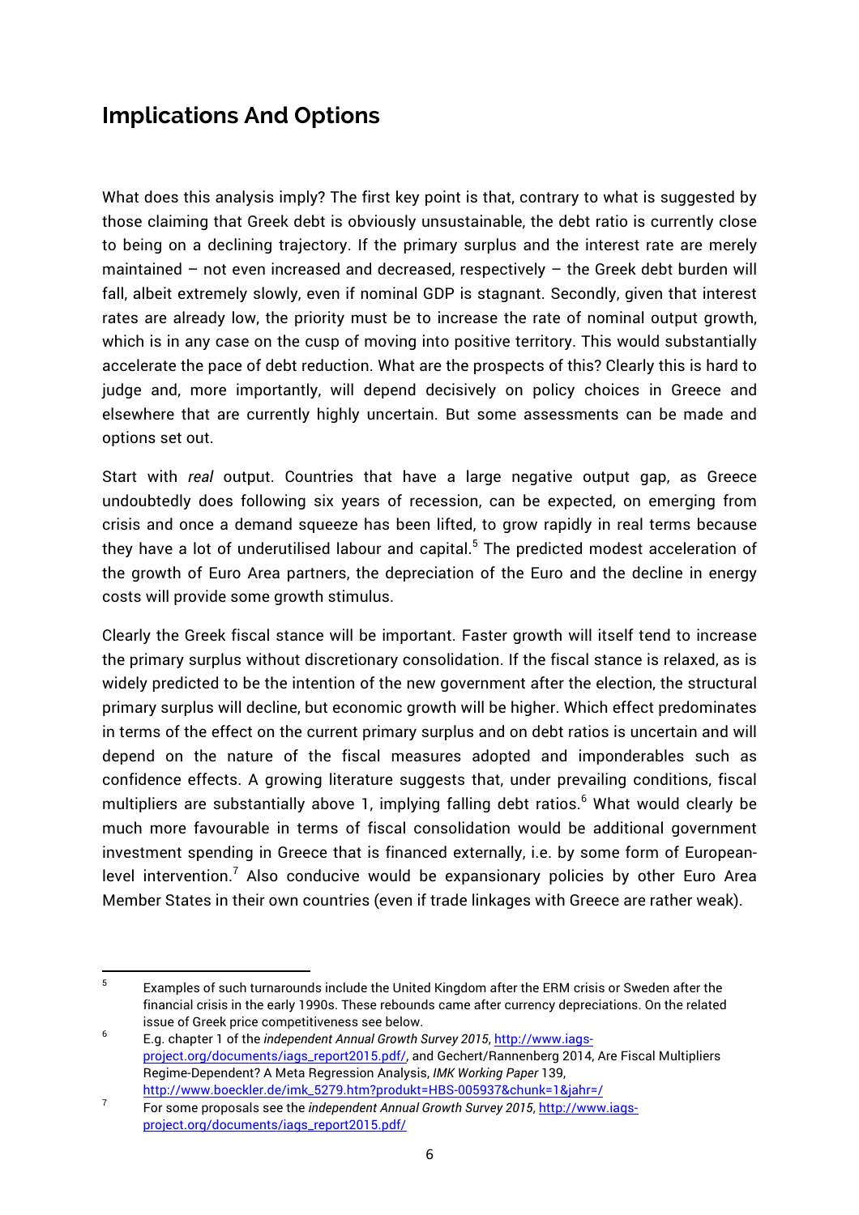## Implications And Options

What does this analysis imply? The first key point is that, contrary to what is suggested by those claiming that Greek debt is obviously unsustainable, the debt ratio is currently close to being on a declining trajectory. If the primary surplus and the interest rate are merely maintained – not even increased and decreased, respectively – the Greek debt burden will fall, albeit extremely slowly, even if nominal GDP is stagnant. Secondly, given that interest rates are already low, the priority must be to increase the rate of nominal output growth, which is in any case on the cusp of moving into positive territory. This would substantially accelerate the pace of debt reduction. What are the prospects of this? Clearly this is hard to judge and, more importantly, will depend decisively on policy choices in Greece and elsewhere that are currently highly uncertain. But some assessments can be made and options set out.

Start with *real* output. Countries that have a large negative output gap, as Greece undoubtedly does following six years of recession, can be expected, on emerging from crisis and once a demand squeeze has been lifted, to grow rapidly in real terms because they have a lot of underutilised labour and capital.[5] The predicted modest acceleration of the growth of Euro Area partners, the depreciation of the Euro and the decline in energy costs will provide some growth stimulus.

Clearly the Greek fiscal stance will be important. Faster growth will itself tend to increase the primary surplus without discretionary consolidation. If the fiscal stance is relaxed, as is widely predicted to be the intention of the new government after the election, the structural primary surplus will decline, but economic growth will be higher. Which effect predominates in terms of the effect on the current primary surplus and on debt ratios is uncertain and will depend on the nature of the fiscal measures adopted and imponderables such as confidence effects. A growing literature suggests that, under prevailing conditions, fiscal multipliers are substantially above 1, implying falling debt ratios.[6] What would clearly be much more favourable in terms of fiscal consolidation would be additional government investment spending in Greece that is financed externally, i.e. by some form of European-level intervention.[7] Also conducive would be expansionary policies by other Euro Area Member States in their own countries (even if trade linkages with Greece are rather weak).

---

[5] Examples of such turnarounds include the United Kingdom after the ERM crisis or Sweden after the financial crisis in the early 1990s. These rebounds came after currency depreciations. On the related issue of Greek price competitiveness see below.

[6] E.g. chapter 1 of the *independent Annual Growth Survey 2015*, http://www.iags-project.org/documents/iags_report2015.pdf/, and Gechert/Rannenberg 2014, Are Fiscal Multipliers Regime-Dependent? A Meta Regression Analysis, *IMK Working Paper* 139, http://www.boeckler.de/imk_5279.htm?produkt=HBS-005937&chunk=1&jahr=/

[7] For some proposals see the *independent Annual Growth Survey 2015*, http://www.iags-project.org/documents/iags_report2015.pdf/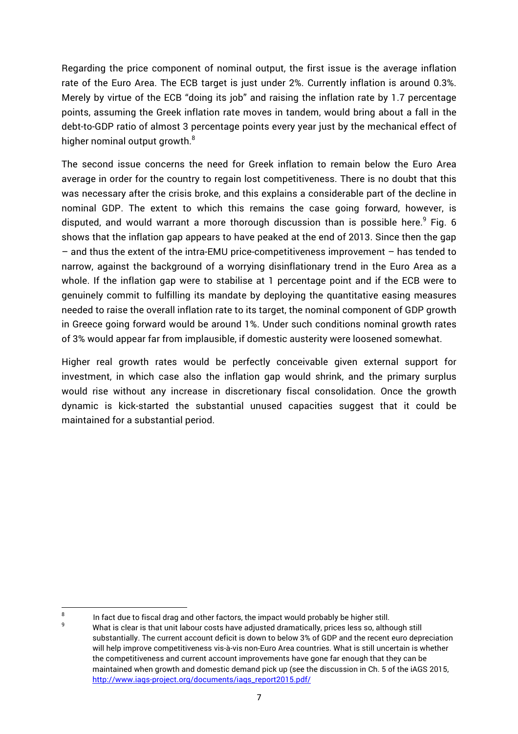Regarding the price component of nominal output, the first issue is the average inflation rate of the Euro Area. The ECB target is just under 2%. Currently inflation is around 0.3%. Merely by virtue of the ECB "doing its job" and raising the inflation rate by 1.7 percentage points, assuming the Greek inflation rate moves in tandem, would bring about a fall in the debt-to-GDP ratio of almost 3 percentage points every year just by the mechanical effect of higher nominal output growth.[8]

The second issue concerns the need for Greek inflation to remain below the Euro Area average in order for the country to regain lost competitiveness. There is no doubt that this was necessary after the crisis broke, and this explains a considerable part of the decline in nominal GDP. The extent to which this remains the case going forward, however, is disputed, and would warrant a more thorough discussion than is possible here.[9] Fig. 6 shows that the inflation gap appears to have peaked at the end of 2013. Since then the gap – and thus the extent of the intra-EMU price-competitiveness improvement – has tended to narrow, against the background of a worrying disinflationary trend in the Euro Area as a whole. If the inflation gap were to stabilise at 1 percentage point and if the ECB were to genuinely commit to fulfilling its mandate by deploying the quantitative easing measures needed to raise the overall inflation rate to its target, the nominal component of GDP growth in Greece going forward would be around 1%. Under such conditions nominal growth rates of 3% would appear far from implausible, if domestic austerity were loosened somewhat.

Higher real growth rates would be perfectly conceivable given external support for investment, in which case also the inflation gap would shrink, and the primary surplus would rise without any increase in discretionary fiscal consolidation. Once the growth dynamic is kick-started the substantial unused capacities suggest that it could be maintained for a substantial period.

---

[8] In fact due to fiscal drag and other factors, the impact would probably be higher still.

[9] What is clear is that unit labour costs have adjusted dramatically, prices less so, although still substantially. The current account deficit is down to below 3% of GDP and the recent euro depreciation will help improve competitiveness vis-à-vis non-Euro Area countries. What is still uncertain is whether the competitiveness and current account improvements have gone far enough that they can be maintained when growth and domestic demand pick up (see the discussion in Ch. 5 of the iAGS 2015, http://www.iags-project.org/documents/iags_report2015.pdf/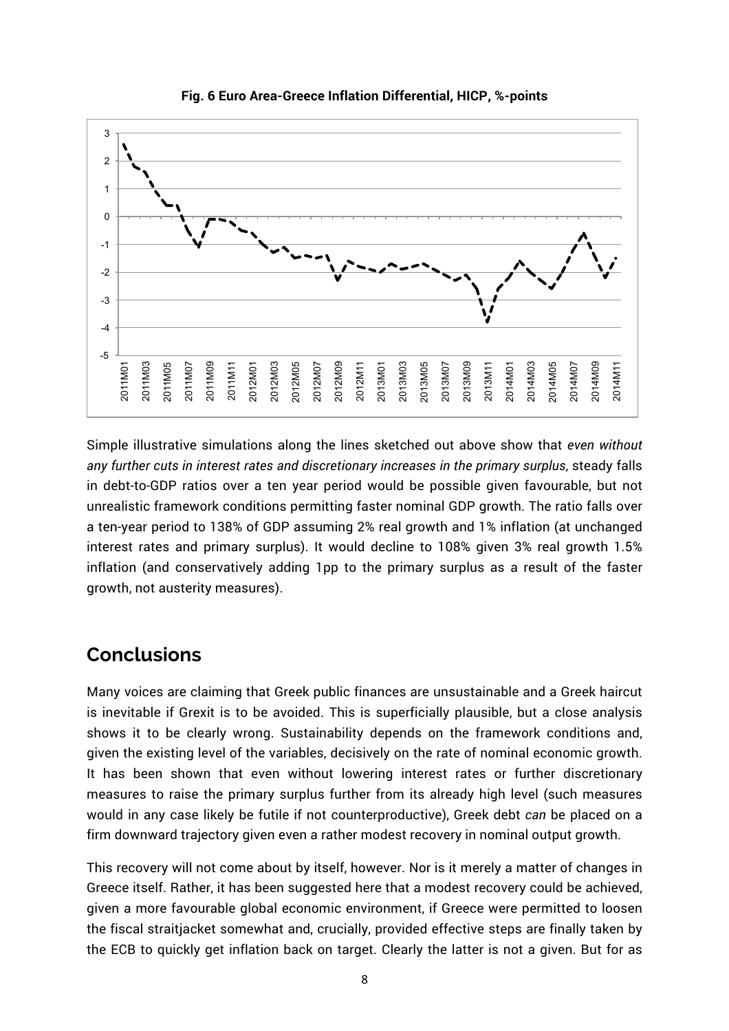**Fig. 6 Euro Area-Greece Inflation Differential, HICP, %-points**

Simple illustrative simulations along the lines sketched out above show that *even without any further cuts in interest rates and discretionary increases in the primary surplus*, steady falls in debt-to-GDP ratios over a ten year period would be possible given favourable, but not unrealistic framework conditions permitting faster nominal GDP growth. The ratio falls over a ten-year period to 138% of GDP assuming 2% real growth and 1% inflation (at unchanged interest rates and primary surplus). It would decline to 108% given 3% real growth 1.5% inflation (and conservatively adding 1pp to the primary surplus as a result of the faster growth, not austerity measures).

## Conclusions

Many voices are claiming that Greek public finances are unsustainable and a Greek haircut is inevitable if Grexit is to be avoided. This is superficially plausible, but a close analysis shows it to be clearly wrong. Sustainability depends on the framework conditions and, given the existing level of the variables, decisively on the rate of nominal economic growth. It has been shown that even without lowering interest rates or further discretionary measures to raise the primary surplus further from its already high level (such measures would in any case likely be futile if not counterproductive), Greek debt *can* be placed on a firm downward trajectory given even a rather modest recovery in nominal output growth.

This recovery will not come about by itself, however. Nor is it merely a matter of changes in Greece itself. Rather, it has been suggested here that a modest recovery could be achieved, given a more favourable global economic environment, if Greece were permitted to loosen the fiscal straitjacket somewhat and, crucially, provided effective steps are finally taken by the ECB to quickly get inflation back on target. Clearly the latter is not a given. But for as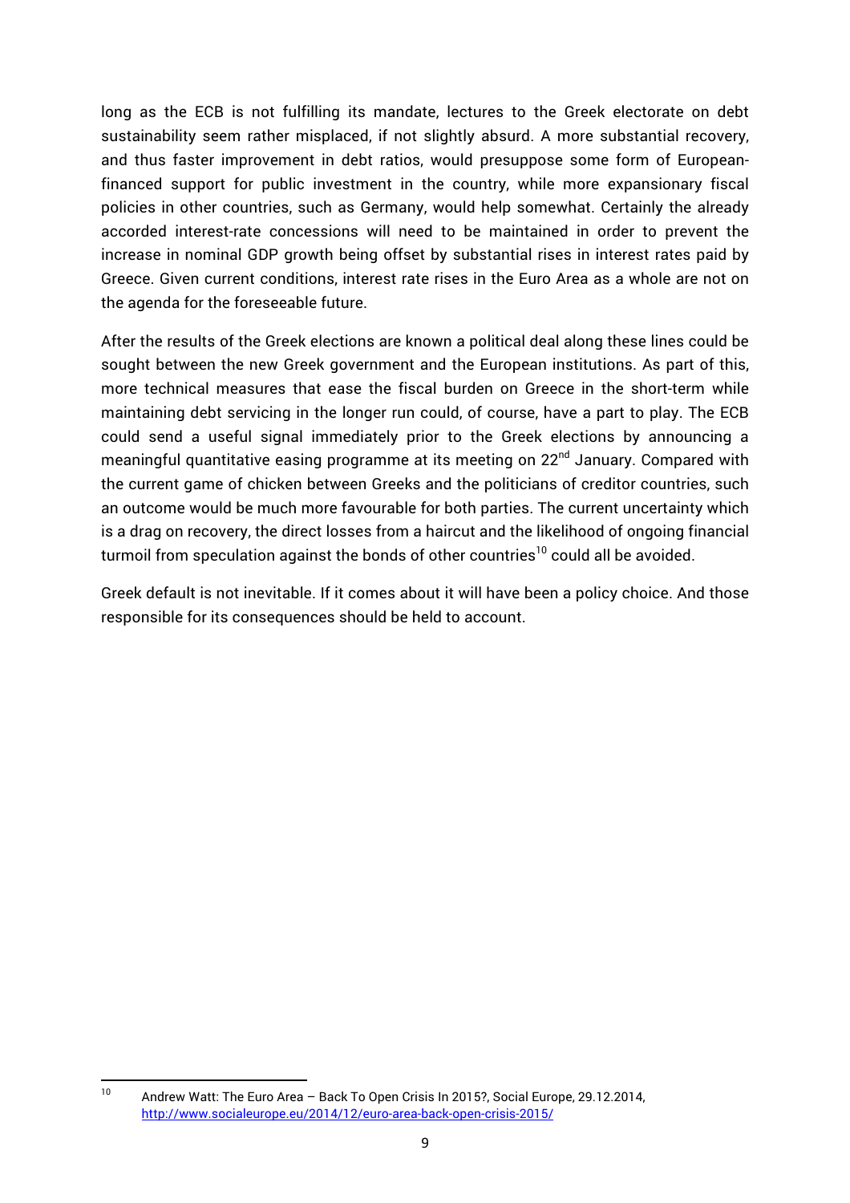long as the ECB is not fulfilling its mandate, lectures to the Greek electorate on debt sustainability seem rather misplaced, if not slightly absurd. A more substantial recovery, and thus faster improvement in debt ratios, would presuppose some form of European-financed support for public investment in the country, while more expansionary fiscal policies in other countries, such as Germany, would help somewhat. Certainly the already accorded interest-rate concessions will need to be maintained in order to prevent the increase in nominal GDP growth being offset by substantial rises in interest rates paid by Greece. Given current conditions, interest rate rises in the Euro Area as a whole are not on the agenda for the foreseeable future.

After the results of the Greek elections are known a political deal along these lines could be sought between the new Greek government and the European institutions. As part of this, more technical measures that ease the fiscal burden on Greece in the short-term while maintaining debt servicing in the longer run could, of course, have a part to play. The ECB could send a useful signal immediately prior to the Greek elections by announcing a meaningful quantitative easing programme at its meeting on 22nd January. Compared with the current game of chicken between Greeks and the politicians of creditor countries, such an outcome would be much more favourable for both parties. The current uncertainty which is a drag on recovery, the direct losses from a haircut and the likelihood of ongoing financial turmoil from speculation against the bonds of other countries[10] could all be avoided.

Greek default is not inevitable. If it comes about it will have been a policy choice. And those responsible for its consequences should be held to account.

---

[10] Andrew Watt: The Euro Area – Back To Open Crisis In 2015?, Social Europe, 29.12.2014, http://www.socialeurope.eu/2014/12/euro-area-back-open-crisis-2015/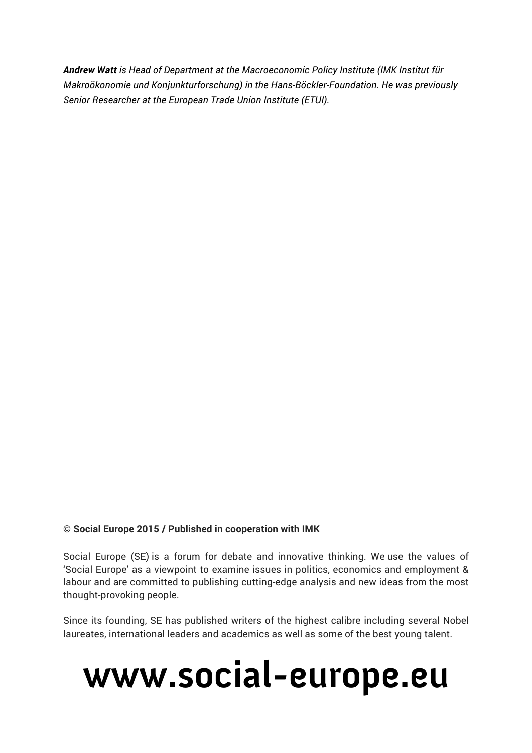***Andrew Watt** is Head of Department at the Macroeconomic Policy Institute (IMK Institut für Makroökonomie und Konjunkturforschung) in the Hans-Böckler-Foundation. He was previously Senior Researcher at the European Trade Union Institute (ETUI).*

**© Social Europe 2015 / Published in cooperation with IMK**

Social Europe (SE) is a forum for debate and innovative thinking. We use the values of 'Social Europe' as a viewpoint to examine issues in politics, economics and employment & labour and are committed to publishing cutting-edge analysis and new ideas from the most thought-provoking people.

Since its founding, SE has published writers of the highest calibre including several Nobel laureates, international leaders and academics as well as some of the best young talent.

# www.social-europe.eu